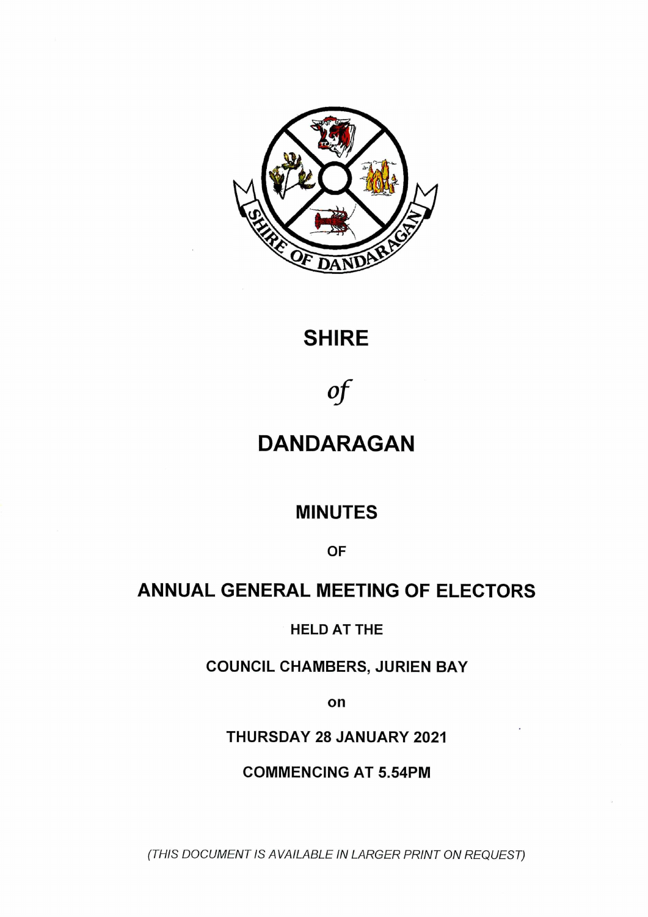# SHIRE

*of*

# DANDARAGAN

## MINUTES

OF

## ANNUAL GENERAL MEETING OF ELECTORS

**HELD AT THE**

**COUNCIL CHAMBERS, JURIEN BAY**

**on**

**THURSDAY 28 JANUARY 2021**

**COMMENCING AT 5.54PM**

*(THIS DOCUMENT IS AVAILABLE IN LARGER PRINT ON REQUEST)*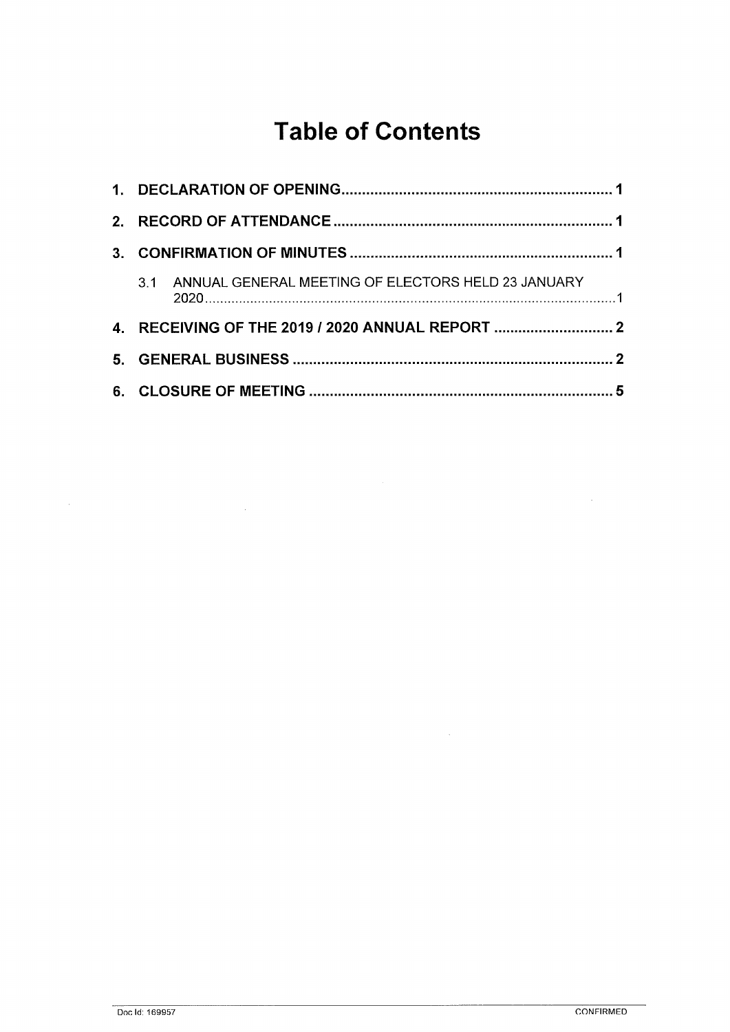# Table of Contents

1. **DECLARATION OF OPENING** .................................................................. **1**
2. **RECORD OF ATTENDANCE** ................................................................... **1**
3. **CONFIRMATION OF MINUTES** ................................................................ **1**
   - 3.1 ANNUAL GENERAL MEETING OF ELECTORS HELD 23 JANUARY 2020 ........................................................................................................... 1
4. **RECEIVING OF THE 2019 / 2020 ANNUAL REPORT** ............................ **2**
5. **GENERAL BUSINESS** ............................................................................. **2**
6. **CLOSURE OF MEETING** .......................................................................... **5**

Doc Id: 169957

CONFIRMED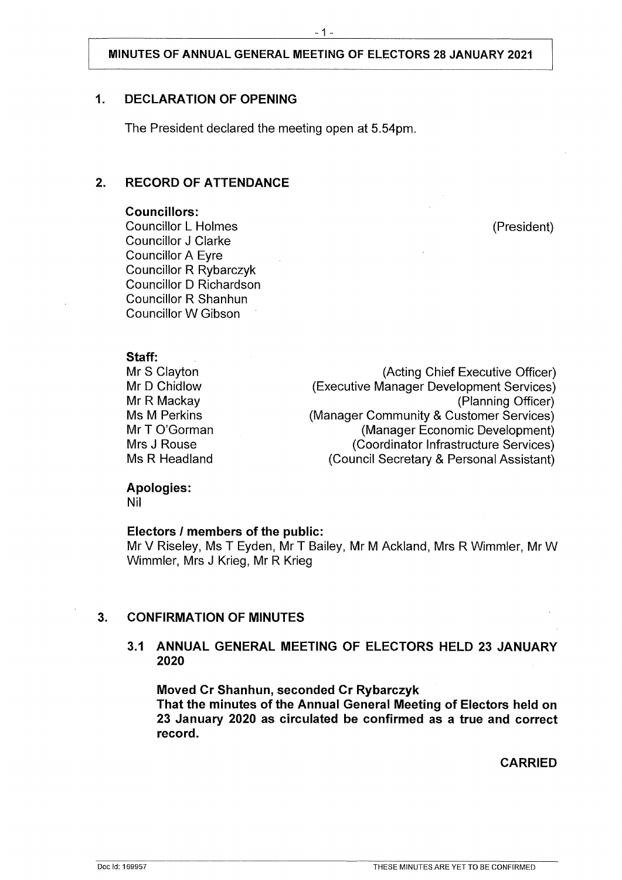**MINUTES OF ANNUAL GENERAL MEETING OF ELECTORS 28 JANUARY 2021**

## 1. DECLARATION OF OPENING

The President declared the meeting open at 5.54pm.

## 2. RECORD OF ATTENDANCE

**Councillors:**

Councillor L Holmes (President)
Councillor J Clarke
Councillor A Eyre
Councillor R Rybarczyk
Councillor D Richardson
Councillor R Shanhun
Councillor W Gibson

**Staff:**

| | |
|---|---|
| Mr S Clayton | (Acting Chief Executive Officer) |
| Mr D Chidlow | (Executive Manager Development Services) |
| Mr R Mackay | (Planning Officer) |
| Ms M Perkins | (Manager Community & Customer Services) |
| Mr T O'Gorman | (Manager Economic Development) |
| Mrs J Rouse | (Coordinator Infrastructure Services) |
| Ms R Headland | (Council Secretary & Personal Assistant) |

**Apologies:**
Nil

**Electors / members of the public:**
Mr V Riseley, Ms T Eyden, Mr T Bailey, Mr M Ackland, Mrs R Wimmler, Mr W Wimmler, Mrs J Krieg, Mr R Krieg

## 3. CONFIRMATION OF MINUTES

### 3.1 ANNUAL GENERAL MEETING OF ELECTORS HELD 23 JANUARY 2020

**Moved Cr Shanhun, seconded Cr Rybarczyk**
**That the minutes of the Annual General Meeting of Electors held on 23 January 2020 as circulated be confirmed as a true and correct record.**

**CARRIED**

Doc Id: 169957 THESE MINUTES ARE YET TO BE CONFIRMED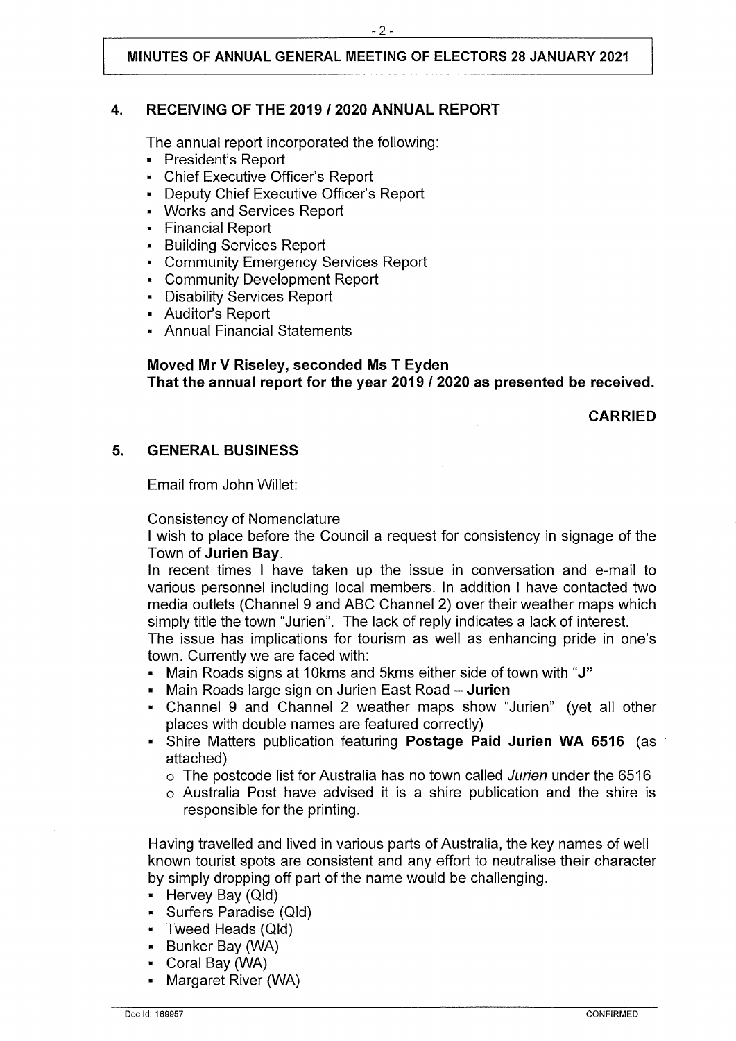## 4. RECEIVING OF THE 2019 / 2020 ANNUAL REPORT

The annual report incorporated the following:

- President's Report
- Chief Executive Officer's Report
- Deputy Chief Executive Officer's Report
- Works and Services Report
- Financial Report
- Building Services Report
- Community Emergency Services Report
- Community Development Report
- Disability Services Report
- Auditor's Report
- Annual Financial Statements

**Moved Mr V Riseley, seconded Ms T Eyden**
**That the annual report for the year 2019 / 2020 as presented be received.**

**CARRIED**

## 5. GENERAL BUSINESS

Email from John Willet:

Consistency of Nomenclature

I wish to place before the Council a request for consistency in signage of the Town of **Jurien Bay**.

In recent times I have taken up the issue in conversation and e-mail to various personnel including local members. In addition I have contacted two media outlets (Channel 9 and ABC Channel 2) over their weather maps which simply title the town "Jurien". The lack of reply indicates a lack of interest.

The issue has implications for tourism as well as enhancing pride in one's town. Currently we are faced with:

- Main Roads signs at 10kms and 5kms either side of town with "**J**"
- Main Roads large sign on Jurien East Road – **Jurien**
- Channel 9 and Channel 2 weather maps show "Jurien" (yet all other places with double names are featured correctly)
- Shire Matters publication featuring **Postage Paid Jurien WA 6516** (as attached)
  - The postcode list for Australia has no town called *Jurien* under the 6516
  - Australia Post have advised it is a shire publication and the shire is responsible for the printing.

Having travelled and lived in various parts of Australia, the key names of well known tourist spots are consistent and any effort to neutralise their character by simply dropping off part of the name would be challenging.

- Hervey Bay (Qld)
- Surfers Paradise (Qld)
- Tweed Heads (Qld)
- Bunker Bay (WA)
- Coral Bay (WA)
- Margaret River (WA)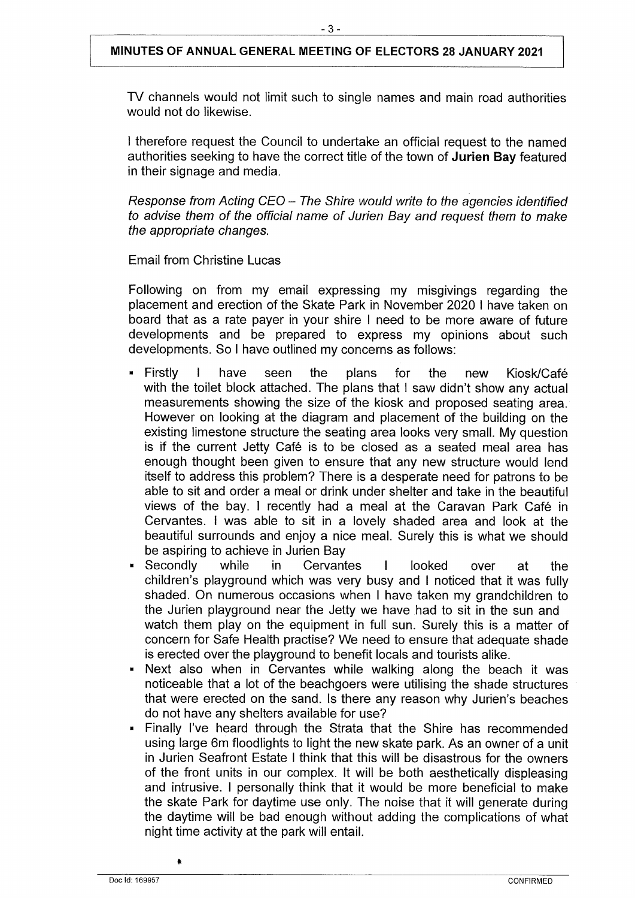TV channels would not limit such to single names and main road authorities would not do likewise.

I therefore request the Council to undertake an official request to the named authorities seeking to have the correct title of the town of **Jurien Bay** featured in their signage and media.

*Response from Acting CEO – The Shire would write to the agencies identified to advise them of the official name of Jurien Bay and request them to make the appropriate changes.*

Email from Christine Lucas

Following on from my email expressing my misgivings regarding the placement and erection of the Skate Park in November 2020 I have taken on board that as a rate payer in your shire I need to be more aware of future developments and be prepared to express my opinions about such developments. So I have outlined my concerns as follows:

- Firstly I have seen the plans for the new Kiosk/Café with the toilet block attached. The plans that I saw didn't show any actual measurements showing the size of the kiosk and proposed seating area. However on looking at the diagram and placement of the building on the existing limestone structure the seating area looks very small. My question is if the current Jetty Café is to be closed as a seated meal area has enough thought been given to ensure that any new structure would lend itself to address this problem? There is a desperate need for patrons to be able to sit and order a meal or drink under shelter and take in the beautiful views of the bay. I recently had a meal at the Caravan Park Café in Cervantes. I was able to sit in a lovely shaded area and look at the beautiful surrounds and enjoy a nice meal. Surely this is what we should be aspiring to achieve in Jurien Bay
- Secondly while in Cervantes I looked over at the children's playground which was very busy and I noticed that it was fully shaded. On numerous occasions when I have taken my grandchildren to the Jurien playground near the Jetty we have had to sit in the sun and watch them play on the equipment in full sun. Surely this is a matter of concern for Safe Health practise? We need to ensure that adequate shade is erected over the playground to benefit locals and tourists alike.
- Next also when in Cervantes while walking along the beach it was noticeable that a lot of the beachgoers were utilising the shade structures that were erected on the sand. Is there any reason why Jurien's beaches do not have any shelters available for use?
- Finally I've heard through the Strata that the Shire has recommended using large 6m floodlights to light the new skate park. As an owner of a unit in Jurien Seafront Estate I think that this will be disastrous for the owners of the front units in our complex. It will be both aesthetically displeasing and intrusive. I personally think that it would be more beneficial to make the skate Park for daytime use only. The noise that it will generate during the daytime will be bad enough without adding the complications of what night time activity at the park will entail.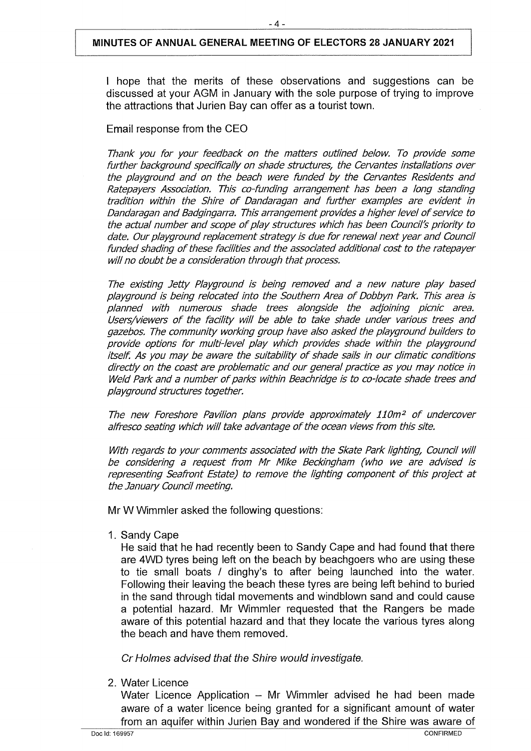I hope that the merits of these observations and suggestions can be discussed at your AGM in January with the sole purpose of trying to improve the attractions that Jurien Bay can offer as a tourist town.

Email response from the CEO

*Thank you for your feedback on the matters outlined below. To provide some further background specifically on shade structures, the Cervantes installations over the playground and on the beach were funded by the Cervantes Residents and Ratepayers Association. This co-funding arrangement has been a long standing tradition within the Shire of Dandaragan and further examples are evident in Dandaragan and Badgingarra. This arrangement provides a higher level of service to the actual number and scope of play structures which has been Council's priority to date. Our playground replacement strategy is due for renewal next year and Council funded shading of these facilities and the associated additional cost to the ratepayer will no doubt be a consideration through that process.*

*The existing Jetty Playground is being removed and a new nature play based playground is being relocated into the Southern Area of Dobbyn Park. This area is planned with numerous shade trees alongside the adjoining picnic area. Users/viewers of the facility will be able to take shade under various trees and gazebos. The community working group have also asked the playground builders to provide options for multi-level play which provides shade within the playground itself. As you may be aware the suitability of shade sails in our climatic conditions directly on the coast are problematic and our general practice as you may notice in Weld Park and a number of parks within Beachridge is to co-locate shade trees and playground structures together.*

*The new Foreshore Pavilion plans provide approximately 110m² of undercover alfresco seating which will take advantage of the ocean views from this site.*

*With regards to your comments associated with the Skate Park lighting, Council will be considering a request from Mr Mike Beckingham (who we are advised is representing Seafront Estate) to remove the lighting component of this project at the January Council meeting.*

Mr W Wimmler asked the following questions:

1. Sandy Cape

   He said that he had recently been to Sandy Cape and had found that there are 4WD tyres being left on the beach by beachgoers who are using these to tie small boats / dinghy's to after being launched into the water. Following their leaving the beach these tyres are being left behind to buried in the sand through tidal movements and windblown sand and could cause a potential hazard. Mr Wimmler requested that the Rangers be made aware of this potential hazard and that they locate the various tyres along the beach and have them removed.

   *Cr Holmes advised that the Shire would investigate.*

2. Water Licence

   Water Licence Application – Mr Wimmler advised he had been made aware of a water licence being granted for a significant amount of water from an aquifer within Jurien Bay and wondered if the Shire was aware of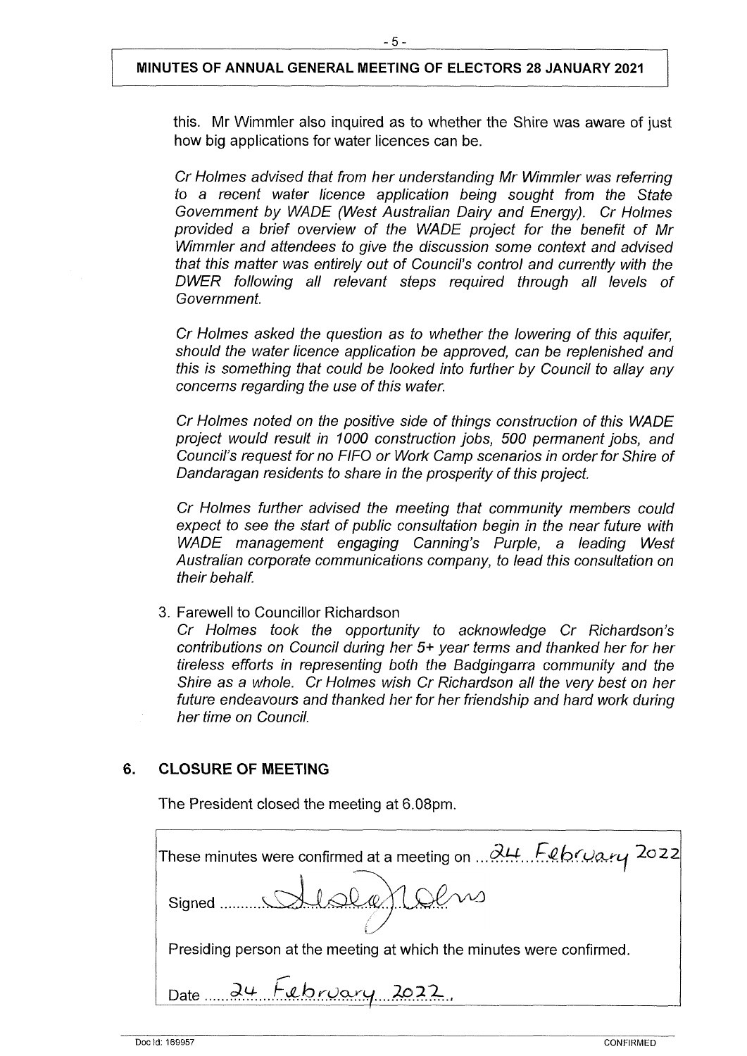this. Mr Wimmler also inquired as to whether the Shire was aware of just how big applications for water licences can be.

*Cr Holmes advised that from her understanding Mr Wimmler was referring to a recent water licence application being sought from the State Government by WADE (West Australian Dairy and Energy). Cr Holmes provided a brief overview of the WADE project for the benefit of Mr Wimmler and attendees to give the discussion some context and advised that this matter was entirely out of Council's control and currently with the DWER following all relevant steps required through all levels of Government.*

*Cr Holmes asked the question as to whether the lowering of this aquifer, should the water licence application be approved, can be replenished and this is something that could be looked into further by Council to allay any concerns regarding the use of this water.*

*Cr Holmes noted on the positive side of things construction of this WADE project would result in 1000 construction jobs, 500 permanent jobs, and Council's request for no FIFO or Work Camp scenarios in order for Shire of Dandaragan residents to share in the prosperity of this project.*

*Cr Holmes further advised the meeting that community members could expect to see the start of public consultation begin in the near future with WADE management engaging Canning's Purple, a leading West Australian corporate communications company, to lead this consultation on their behalf.*

3. Farewell to Councillor Richardson
*Cr Holmes took the opportunity to acknowledge Cr Richardson's contributions on Council during her 5+ year terms and thanked her for her tireless efforts in representing both the Badgingarra community and the Shire as a whole. Cr Holmes wish Cr Richardson all the very best on her future endeavours and thanked her for her friendship and hard work during her time on Council.*

## 6. CLOSURE OF MEETING

The President closed the meeting at 6.08pm.

These minutes were confirmed at a meeting on 24 February 2022

Signed [signature]

Presiding person at the meeting at which the minutes were confirmed.

Date 24 February 2022